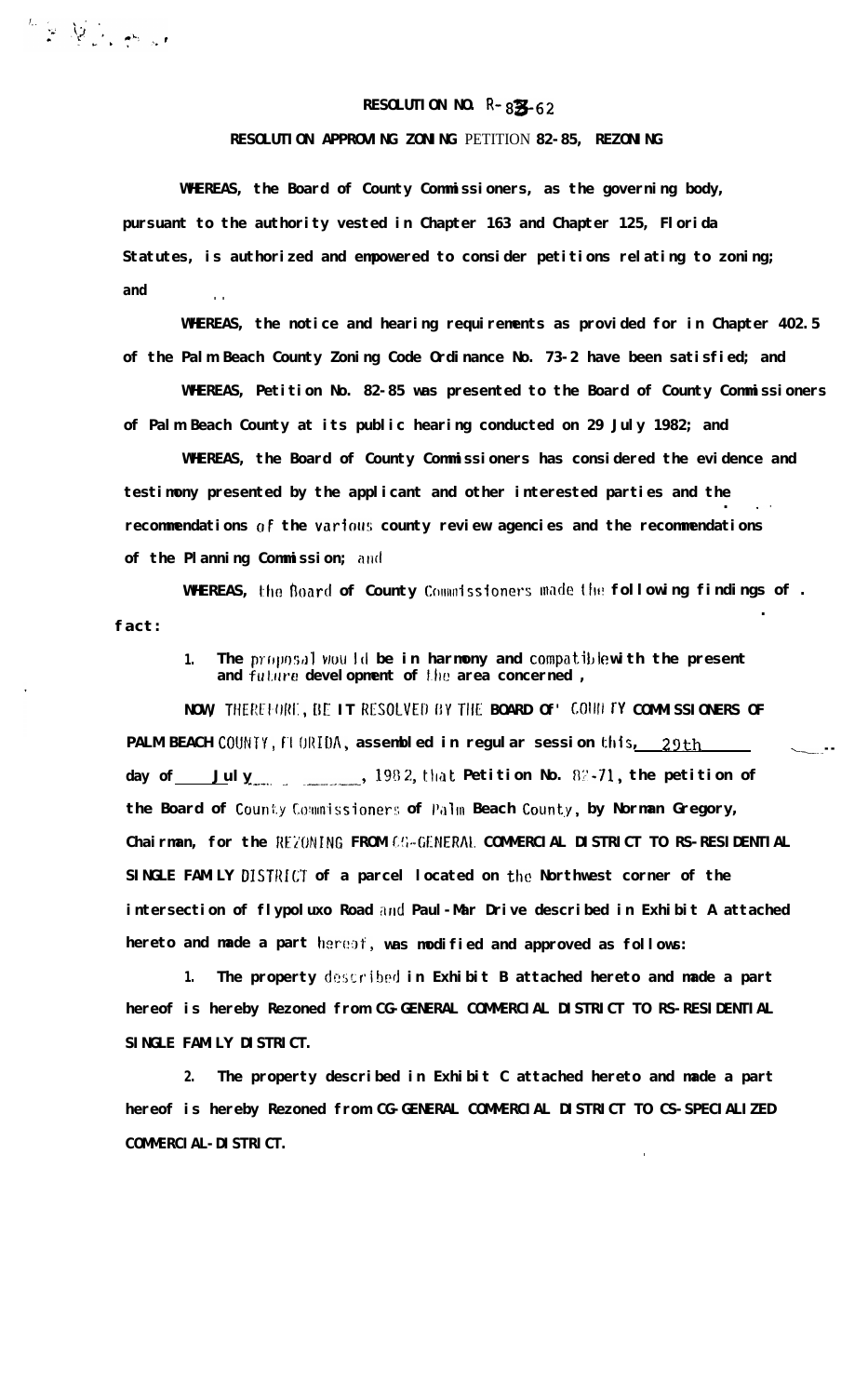# RESOLUTION NO. R-82-62

## RESOLUTION APPROVING ZONING PETITION 82-85, REZONING

**WHEREAS, the Board of County Commissioners, as the governing body, pursuant to the authority vested in Chapter 163 and Chapter 125, Florida Statutes, is authorized and empowered to consider petitions relating to zoning; and**

**WHEREAS, the notice and hearing requirements as provided for in Chapter 402.5 of the Palm Beach County Zoning Code Ordinance No. 73-2 have been satisfied; and**

**WHEREAS, Petition No. 82-85 was presented to the Board of County Commissioners of Palm Beach County at its public hearing conducted on 29 July 1982; and**

**WHEREAS, the Board of County Commissioners has considered the evidence and testimony presented by the applicant and other interested parties and the recommendations of the various county review agencies and the recommendations of the Planning Commission; and**

**WHEREAS, the Board of County Commissioners made the following findings of fact:**

1. **The proposal would be in harmony and compatible with the present and future development of the area concerned,**

**NOW THEREFORE, BE IT RESOLVED BY THE BOARD OF COUNTY COMMISSIONERS OF PALM BEACH COUNTY, FLORIDA, assembled in regular session this 29th day of July, 1982, that Petition No. 82-71, the petition of the Board of County Commissioners of Palm Beach County, by Norman Gregory, Chairman, for the REZONING FROM CG-GENERAL COMMERCIAL DISTRICT TO RS-RESIDENTIAL SINGLE FAMILY DISTRICT of a parcel located on the Northwest corner of the intersection of Hypoluxo Road and Paul-Mar Drive described in Exhibit A attached hereto and made a part hereof, was modified and approved as follows:**

1. **The property described in Exhibit B attached hereto and made a part hereof is hereby Rezoned from CG-GENERAL COMMERCIAL DISTRICT TO RS-RESIDENTIAL SINGLE FAMILY DISTRICT.**

2. **The property described in Exhibit C attached hereto and made a part hereof is hereby Rezoned from CG-GENERAL COMMERCIAL DISTRICT TO CS-SPECIALIZED COMMERCIAL-DISTRICT.**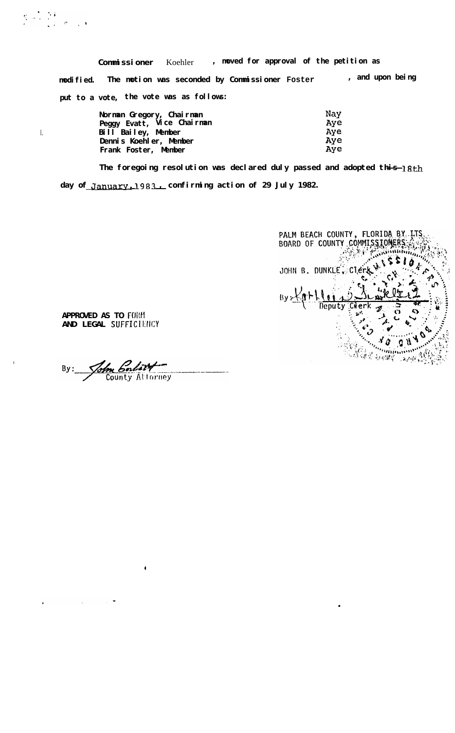Commissioner Koehler, moved for approval of the petition as modified. The motion was seconded by Commissioner Foster, and upon being put to a vote, the vote was as follows:

| | |
|---|---|
| Norman Gregory, Chairman | Nay |
| Peggy Evatt, Vice Chairman | Aye |
| Bill Bailey, Member | Aye |
| Dennis Koehler, Member | Aye |
| Frank Foster, Member | Aye |

The foregoing resolution was declared duly passed and adopted ~~this~~ 18th day of January, 1983, confirming action of 29 July 1982.

PALM BEACH COUNTY, FLORIDA BY ITS BOARD OF COUNTY COMMISSIONERS

JOHN B. DUNKLE, Clerk

By: Kathleen J. Dunkle
Deputy Clerk

APPROVED AS TO FORM AND LEGAL SUFFICIENCY

By: John Corbett
County Attorney